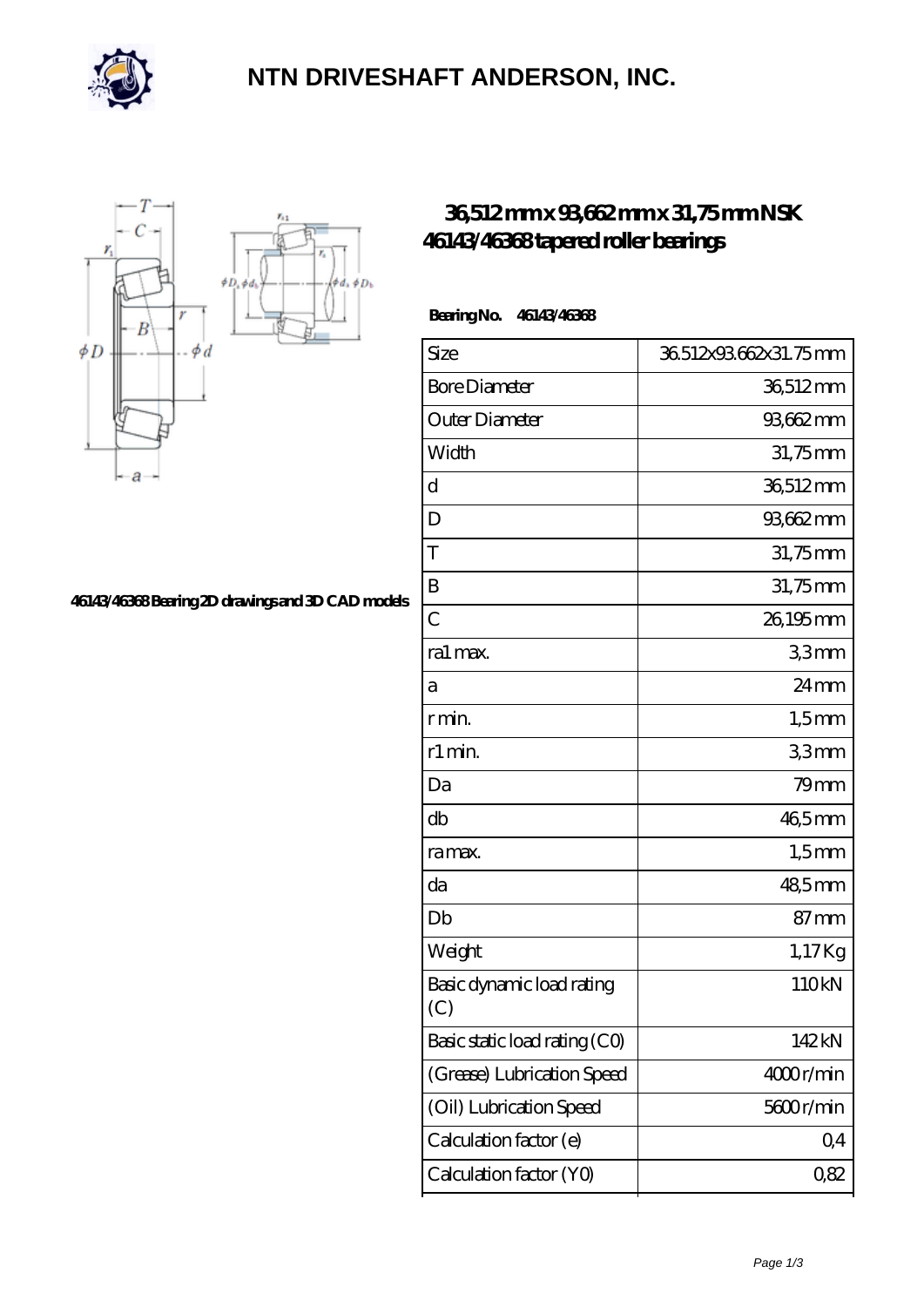# NTN DRIVESHAFT ANDERSON, INC.

## 36,512 mm x 93,662 mm x 31,75 mm NSK 46143/46368 tapered roller bearings

46143/46368 Bearing 2D drawings and 3D CAD models

**Bearing No. 46143/46368**

| | |
|---|---|
| Size | 36.512x93.662x31.75 mm |
| Bore Diameter | 36,512 mm |
| Outer Diameter | 93,662 mm |
| Width | 31,75 mm |
| d | 36,512 mm |
| D | 93,662 mm |
| T | 31,75 mm |
| B | 31,75 mm |
| C | 26,195 mm |
| ra1 max. | 3,3 mm |
| a | 24 mm |
| r min. | 1,5 mm |
| r1 min. | 3,3 mm |
| Da | 79 mm |
| db | 46,5 mm |
| ra max. | 1,5 mm |
| da | 48,5 mm |
| Db | 87 mm |
| Weight | 1,17 Kg |
| Basic dynamic load rating (C) | 110 kN |
| Basic static load rating (C0) | 142 kN |
| (Grease) Lubrication Speed | 4000 r/min |
| (Oil) Lubrication Speed | 5600 r/min |
| Calculation factor (e) | 0,4 |
| Calculation factor (Y0) | 0,82 |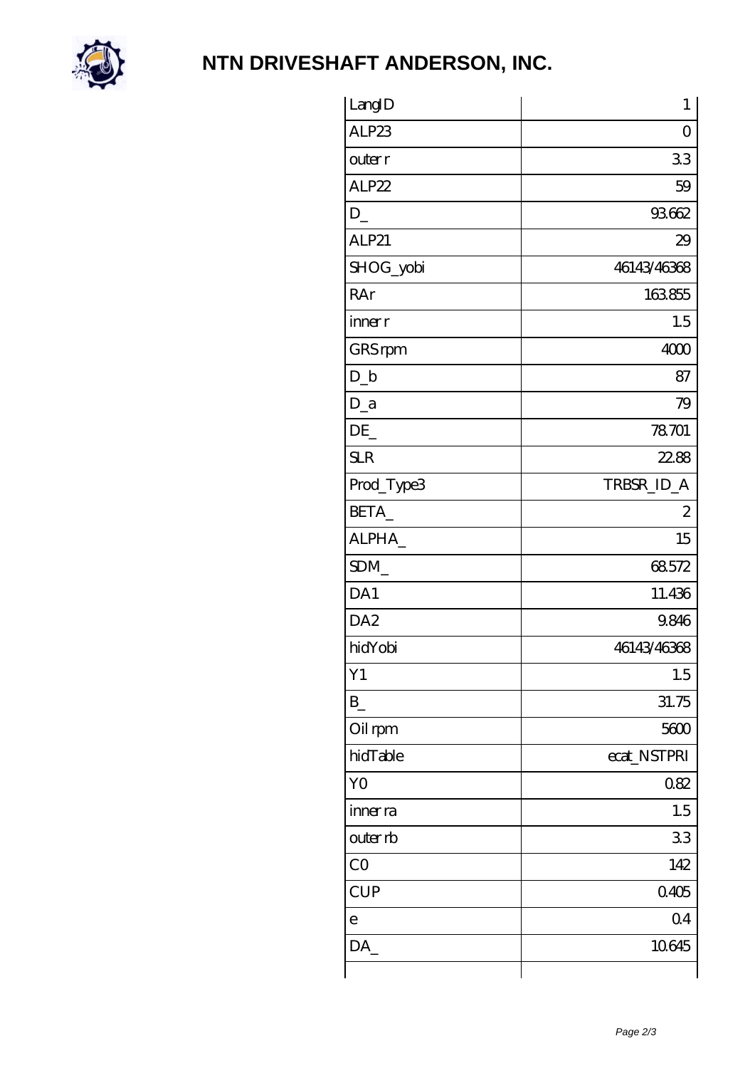# NTN DRIVESHAFT ANDERSON, INC.

| LangID | 1 |
| --- | --- |
| ALP23 | 0 |
| outer r | 3.3 |
| ALP22 | 59 |
| D_ | 93.662 |
| ALP21 | 29 |
| SHOG_yobi | 46143/46368 |
| RAr | 163.855 |
| inner r | 1.5 |
| GRS rpm | 4000 |
| D_b | 87 |
| D_a | 79 |
| DE_ | 78.701 |
| SLR | 22.88 |
| Prod_Type3 | TRBSR_ID_A |
| BETA_ | 2 |
| ALPHA_ | 15 |
| SDM_ | 68.572 |
| DA1 | 11.436 |
| DA2 | 9.846 |
| hidYobi | 46143/46368 |
| Y1 | 1.5 |
| B_ | 31.75 |
| Oil rpm | 5600 |
| hidTable | ecat_NSTPRI |
| Y0 | 0.82 |
| inner ra | 1.5 |
| outer rb | 3.3 |
| C0 | 142 |
| CUP | 0.405 |
| e | 0.4 |
| DA_ | 10.645 |
| | |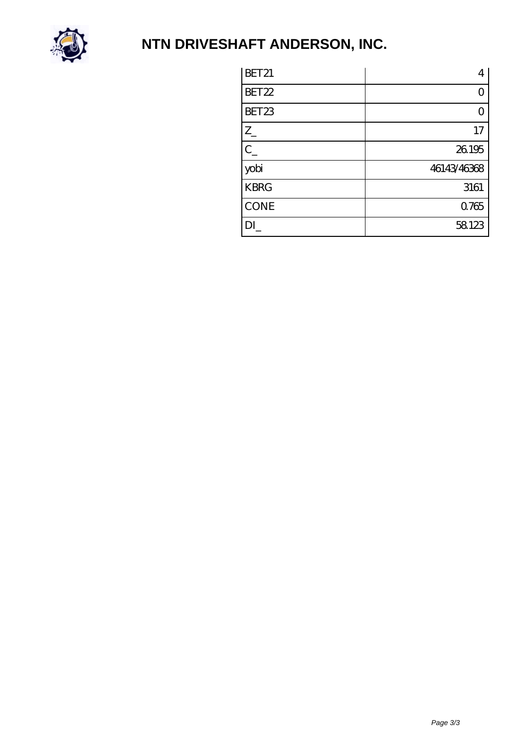| | |
|---|---|
| BET21 | 4 |
| BET22 | 0 |
| BET23 | 0 |
| Z_ | 17 |
| C_ | 26.195 |
| yobi | 46143/46368 |
| KBRG | 3161 |
| CONE | 0.765 |
| DI_ | 58.123 |